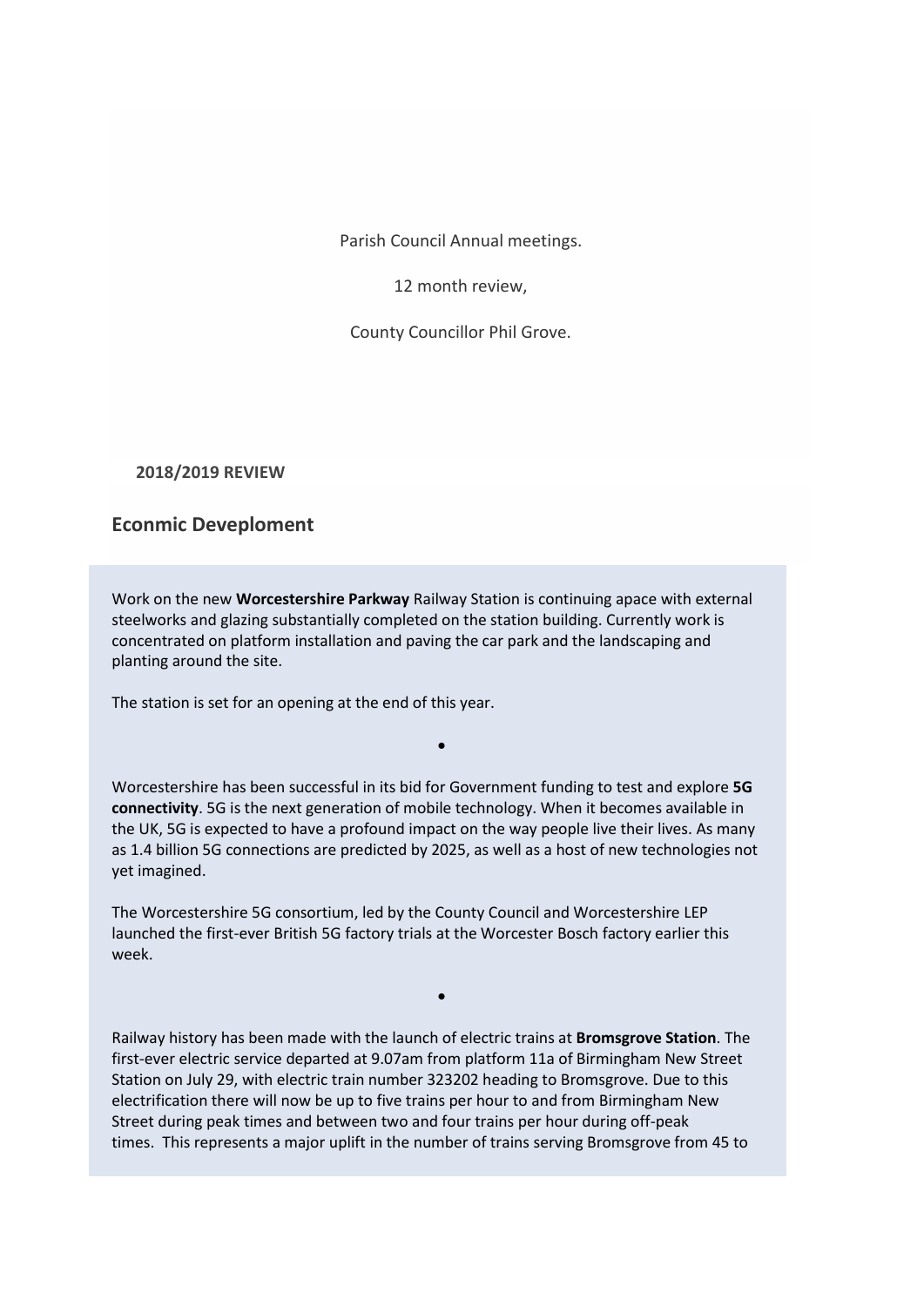Parish Council Annual meetings.

12 month review,

County Councillor Phil Grove.

**2018/2019 REVIEW**

## Econmic Deveploment

Work on the new **Worcestershire Parkway** Railway Station is continuing apace with external steelworks and glazing substantially completed on the station building. Currently work is concentrated on platform installation and paving the car park and the landscaping and planting around the site.

The station is set for an opening at the end of this year.

•

Worcestershire has been successful in its bid for Government funding to test and explore **5G connectivity**. 5G is the next generation of mobile technology. When it becomes available in the UK, 5G is expected to have a profound impact on the way people live their lives. As many as 1.4 billion 5G connections are predicted by 2025, as well as a host of new technologies not yet imagined.

The Worcestershire 5G consortium, led by the County Council and Worcestershire LEP launched the first-ever British 5G factory trials at the Worcester Bosch factory earlier this week.

•

Railway history has been made with the launch of electric trains at **Bromsgrove Station**. The first-ever electric service departed at 9.07am from platform 11a of Birmingham New Street Station on July 29, with electric train number 323202 heading to Bromsgrove. Due to this electrification there will now be up to five trains per hour to and from Birmingham New Street during peak times and between two and four trains per hour during off-peak times. This represents a major uplift in the number of trains serving Bromsgrove from 45 to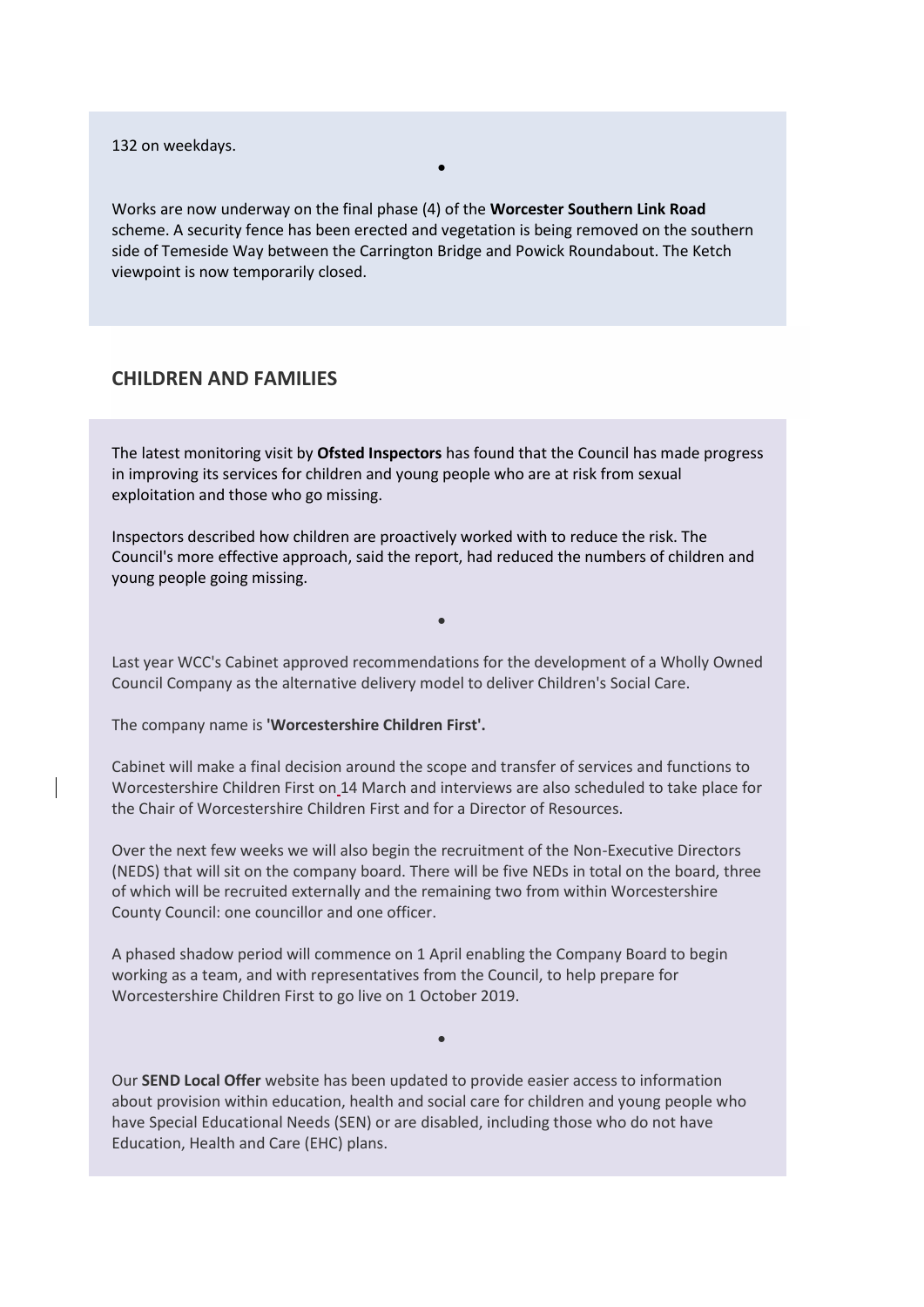132 on weekdays.

•

Works are now underway on the final phase (4) of the **Worcester Southern Link Road** scheme. A security fence has been erected and vegetation is being removed on the southern side of Temeside Way between the Carrington Bridge and Powick Roundabout. The Ketch viewpoint is now temporarily closed.

## CHILDREN AND FAMILIES

The latest monitoring visit by **Ofsted Inspectors** has found that the Council has made progress in improving its services for children and young people who are at risk from sexual exploitation and those who go missing.

Inspectors described how children are proactively worked with to reduce the risk. The Council's more effective approach, said the report, had reduced the numbers of children and young people going missing.

•

Last year WCC's Cabinet approved recommendations for the development of a Wholly Owned Council Company as the alternative delivery model to deliver Children's Social Care.

The company name is **'Worcestershire Children First'.**

Cabinet will make a final decision around the scope and transfer of services and functions to Worcestershire Children First on 14 March and interviews are also scheduled to take place for the Chair of Worcestershire Children First and for a Director of Resources.

Over the next few weeks we will also begin the recruitment of the Non-Executive Directors (NEDS) that will sit on the company board. There will be five NEDs in total on the board, three of which will be recruited externally and the remaining two from within Worcestershire County Council: one councillor and one officer.

A phased shadow period will commence on 1 April enabling the Company Board to begin working as a team, and with representatives from the Council, to help prepare for Worcestershire Children First to go live on 1 October 2019.

•

Our **SEND Local Offer** website has been updated to provide easier access to information about provision within education, health and social care for children and young people who have Special Educational Needs (SEN) or are disabled, including those who do not have Education, Health and Care (EHC) plans.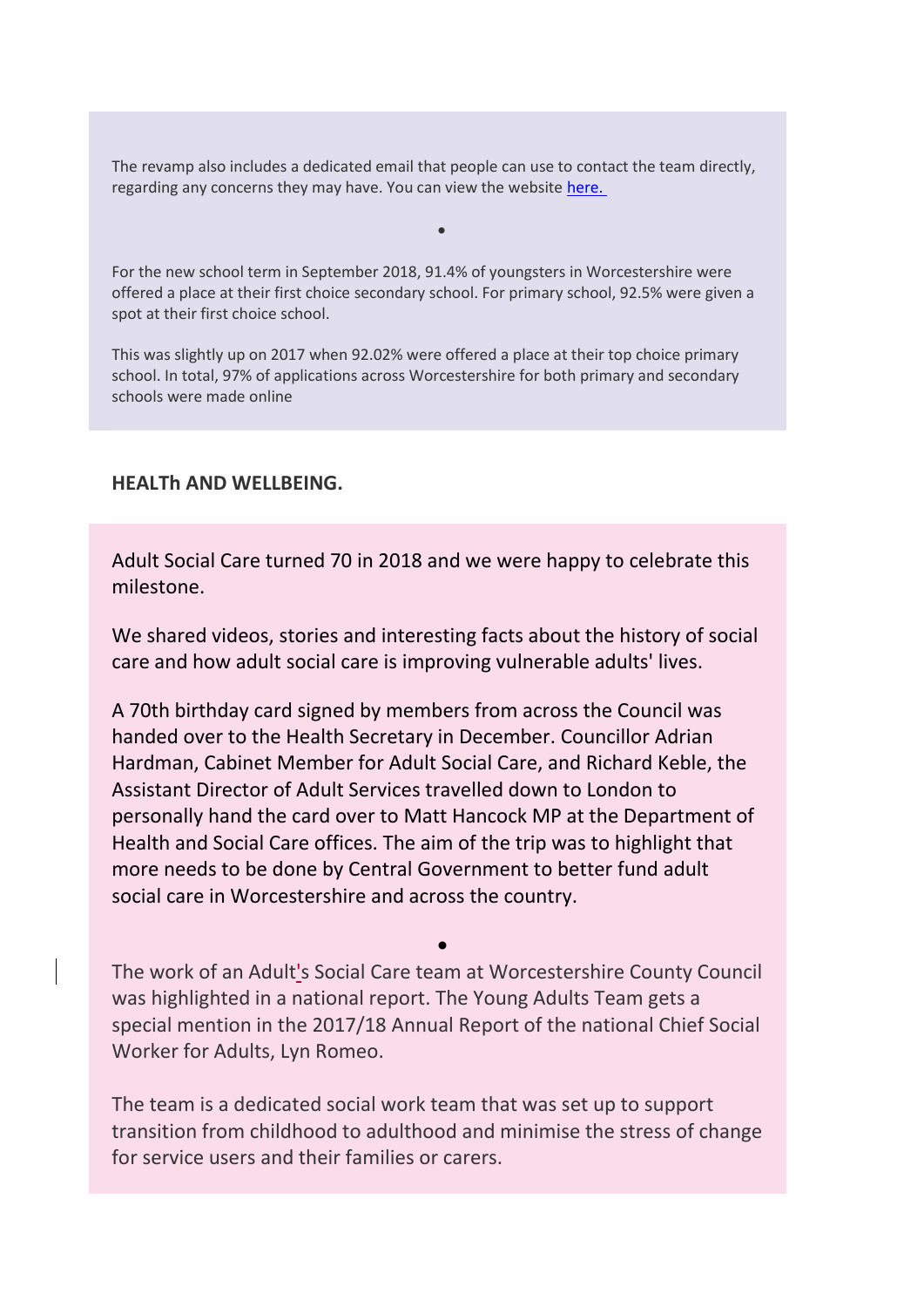The revamp also includes a dedicated email that people can use to contact the team directly, regarding any concerns they may have. You can view the website [here.]()

•

For the new school term in September 2018, 91.4% of youngsters in Worcestershire were offered a place at their first choice secondary school. For primary school, 92.5% were given a spot at their first choice school.

This was slightly up on 2017 when 92.02% were offered a place at their top choice primary school. In total, 97% of applications across Worcestershire for both primary and secondary schools were made online

**HEALTh AND WELLBEING.**

Adult Social Care turned 70 in 2018 and we were happy to celebrate this milestone.

We shared videos, stories and interesting facts about the history of social care and how adult social care is improving vulnerable adults' lives.

A 70th birthday card signed by members from across the Council was handed over to the Health Secretary in December. Councillor Adrian Hardman, Cabinet Member for Adult Social Care, and Richard Keble, the Assistant Director of Adult Services travelled down to London to personally hand the card over to Matt Hancock MP at the Department of Health and Social Care offices. The aim of the trip was to highlight that more needs to be done by Central Government to better fund adult social care in Worcestershire and across the country.

•

The work of an Adult's Social Care team at Worcestershire County Council was highlighted in a national report. The Young Adults Team gets a special mention in the 2017/18 Annual Report of the national Chief Social Worker for Adults, Lyn Romeo.

The team is a dedicated social work team that was set up to support transition from childhood to adulthood and minimise the stress of change for service users and their families or carers.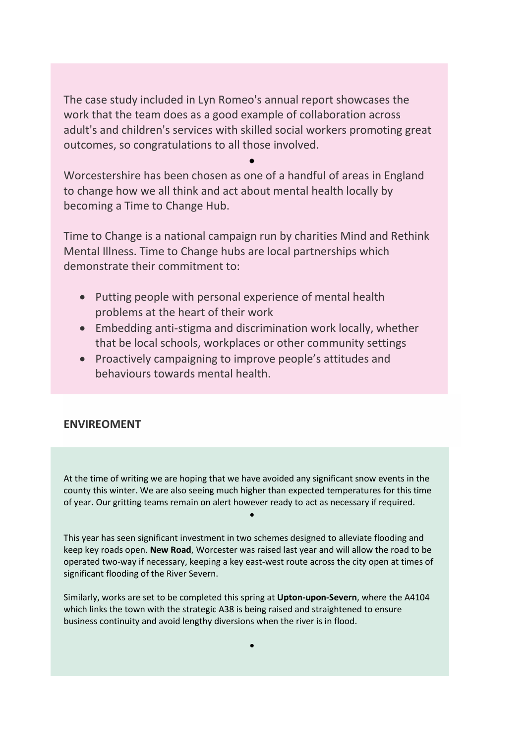The case study included in Lyn Romeo's annual report showcases the work that the team does as a good example of collaboration across adult's and children's services with skilled social workers promoting great outcomes, so congratulations to all those involved.

•

Worcestershire has been chosen as one of a handful of areas in England to change how we all think and act about mental health locally by becoming a Time to Change Hub.

Time to Change is a national campaign run by charities Mind and Rethink Mental Illness. Time to Change hubs are local partnerships which demonstrate their commitment to:

- Putting people with personal experience of mental health problems at the heart of their work
- Embedding anti-stigma and discrimination work locally, whether that be local schools, workplaces or other community settings
- Proactively campaigning to improve people's attitudes and behaviours towards mental health.

## ENVIREOMENT

At the time of writing we are hoping that we have avoided any significant snow events in the county this winter. We are also seeing much higher than expected temperatures for this time of year. Our gritting teams remain on alert however ready to act as necessary if required.

•

This year has seen significant investment in two schemes designed to alleviate flooding and keep key roads open. **New Road**, Worcester was raised last year and will allow the road to be operated two-way if necessary, keeping a key east-west route across the city open at times of significant flooding of the River Severn.

Similarly, works are set to be completed this spring at **Upton-upon-Severn**, where the A4104 which links the town with the strategic A38 is being raised and straightened to ensure business continuity and avoid lengthy diversions when the river is in flood.

•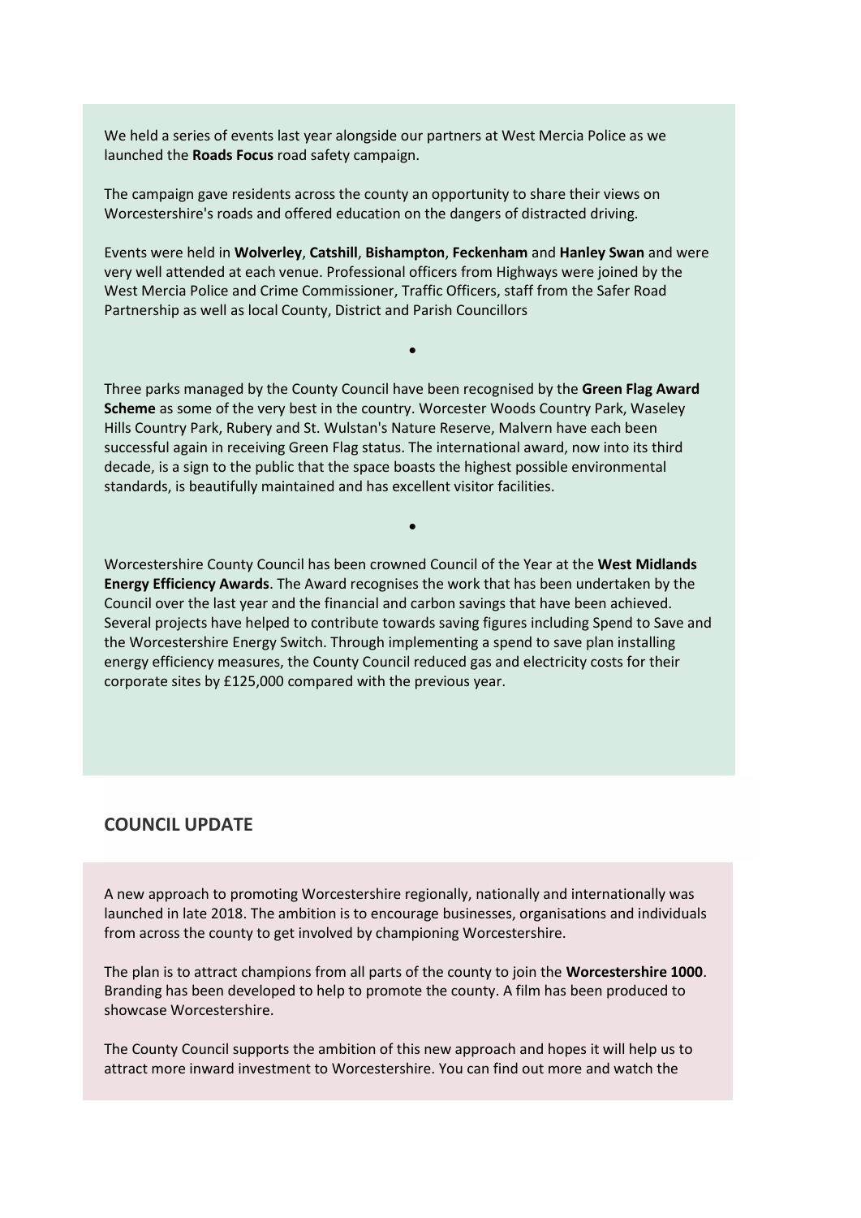We held a series of events last year alongside our partners at West Mercia Police as we launched the **Roads Focus** road safety campaign.

The campaign gave residents across the county an opportunity to share their views on Worcestershire's roads and offered education on the dangers of distracted driving.

Events were held in **Wolverley**, **Catshill**, **Bishampton**, **Feckenham** and **Hanley Swan** and were very well attended at each venue. Professional officers from Highways were joined by the West Mercia Police and Crime Commissioner, Traffic Officers, staff from the Safer Road Partnership as well as local County, District and Parish Councillors

•

Three parks managed by the County Council have been recognised by the **Green Flag Award Scheme** as some of the very best in the country. Worcester Woods Country Park, Waseley Hills Country Park, Rubery and St. Wulstan's Nature Reserve, Malvern have each been successful again in receiving Green Flag status. The international award, now into its third decade, is a sign to the public that the space boasts the highest possible environmental standards, is beautifully maintained and has excellent visitor facilities.

•

Worcestershire County Council has been crowned Council of the Year at the **West Midlands Energy Efficiency Awards**. The Award recognises the work that has been undertaken by the Council over the last year and the financial and carbon savings that have been achieved. Several projects have helped to contribute towards saving figures including Spend to Save and the Worcestershire Energy Switch. Through implementing a spend to save plan installing energy efficiency measures, the County Council reduced gas and electricity costs for their corporate sites by £125,000 compared with the previous year.

## COUNCIL UPDATE

A new approach to promoting Worcestershire regionally, nationally and internationally was launched in late 2018. The ambition is to encourage businesses, organisations and individuals from across the county to get involved by championing Worcestershire.

The plan is to attract champions from all parts of the county to join the **Worcestershire 1000**. Branding has been developed to help to promote the county. A film has been produced to showcase Worcestershire.

The County Council supports the ambition of this new approach and hopes it will help us to attract more inward investment to Worcestershire. You can find out more and watch the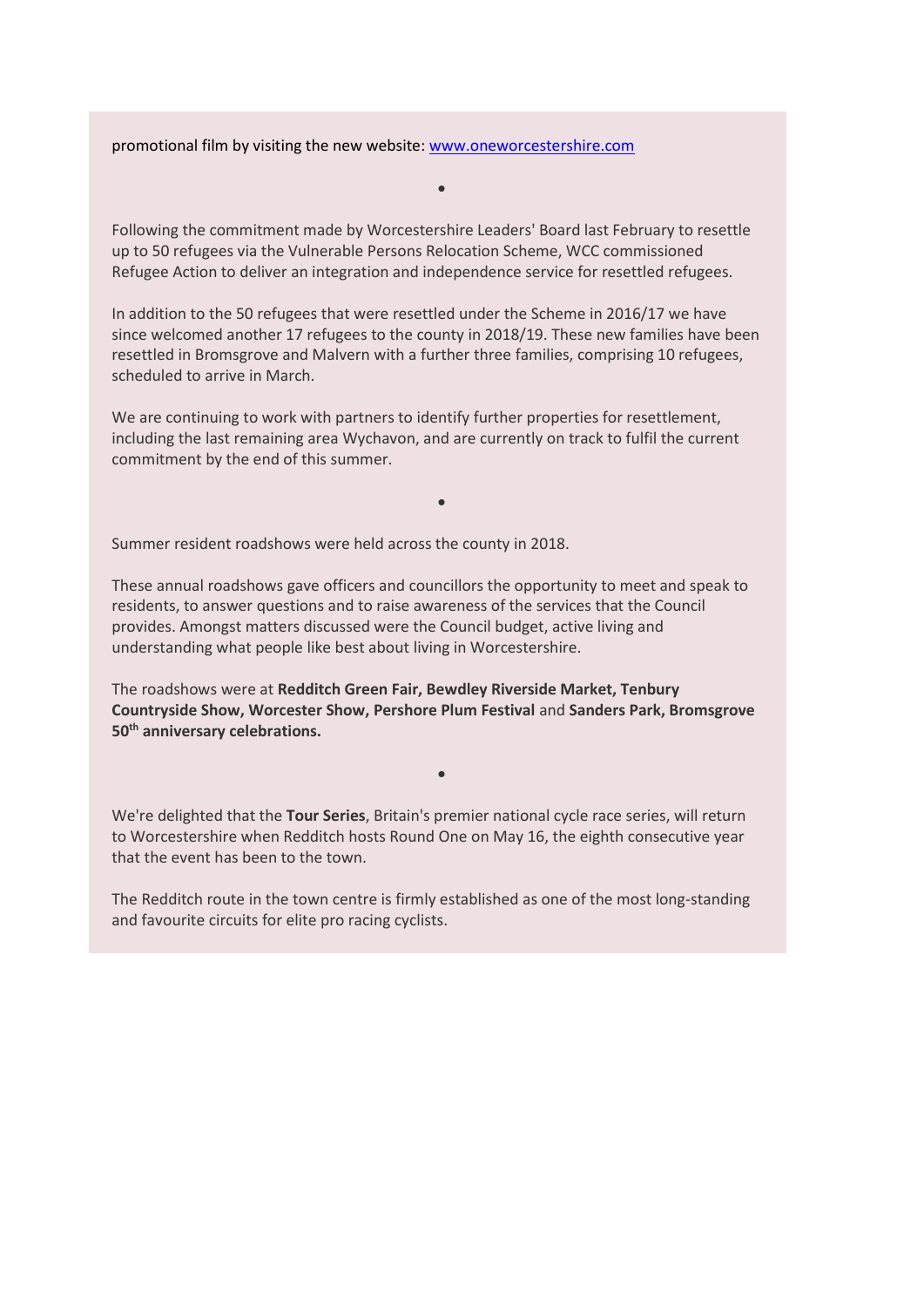promotional film by visiting the new website: [www.oneworcestershire.com](http://www.oneworcestershire.com)

•

Following the commitment made by Worcestershire Leaders' Board last February to resettle up to 50 refugees via the Vulnerable Persons Relocation Scheme, WCC commissioned Refugee Action to deliver an integration and independence service for resettled refugees.

In addition to the 50 refugees that were resettled under the Scheme in 2016/17 we have since welcomed another 17 refugees to the county in 2018/19. These new families have been resettled in Bromsgrove and Malvern with a further three families, comprising 10 refugees, scheduled to arrive in March.

We are continuing to work with partners to identify further properties for resettlement, including the last remaining area Wychavon, and are currently on track to fulfil the current commitment by the end of this summer.

•

Summer resident roadshows were held across the county in 2018.

These annual roadshows gave officers and councillors the opportunity to meet and speak to residents, to answer questions and to raise awareness of the services that the Council provides. Amongst matters discussed were the Council budget, active living and understanding what people like best about living in Worcestershire.

The roadshows were at **Redditch Green Fair, Bewdley Riverside Market, Tenbury Countryside Show, Worcester Show, Pershore Plum Festival** and **Sanders Park, Bromsgrove 50th anniversary celebrations.**

•

We're delighted that the **Tour Series**, Britain's premier national cycle race series, will return to Worcestershire when Redditch hosts Round One on May 16, the eighth consecutive year that the event has been to the town.

The Redditch route in the town centre is firmly established as one of the most long-standing and favourite circuits for elite pro racing cyclists.